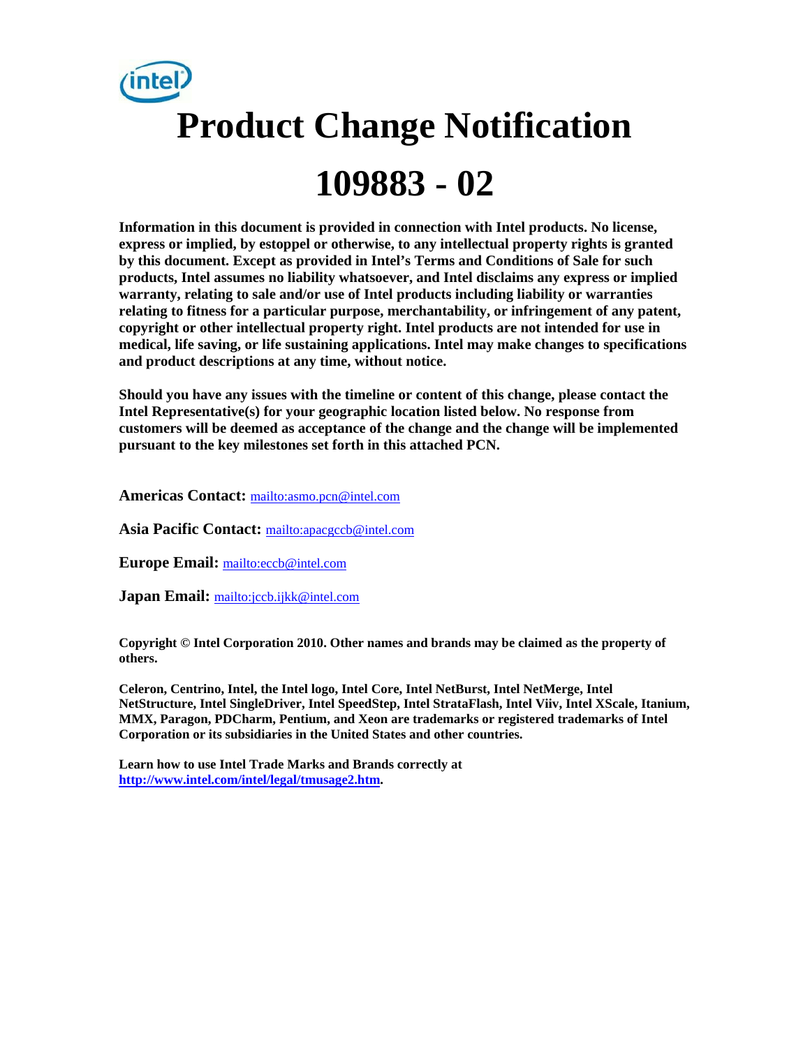# Product Change Notification

# 109883 - 02

**Information in this document is provided in connection with Intel products. No license, express or implied, by estoppel or otherwise, to any intellectual property rights is granted by this document. Except as provided in Intel's Terms and Conditions of Sale for such products, Intel assumes no liability whatsoever, and Intel disclaims any express or implied warranty, relating to sale and/or use of Intel products including liability or warranties relating to fitness for a particular purpose, merchantability, or infringement of any patent, copyright or other intellectual property right. Intel products are not intended for use in medical, life saving, or life sustaining applications. Intel may make changes to specifications and product descriptions at any time, without notice.**

**Should you have any issues with the timeline or content of this change, please contact the Intel Representative(s) for your geographic location listed below. No response from customers will be deemed as acceptance of the change and the change will be implemented pursuant to the key milestones set forth in this attached PCN.**

**Americas Contact:** mailto:asmo.pcn@intel.com

**Asia Pacific Contact:** mailto:apacgccb@intel.com

**Europe Email:** mailto:eccb@intel.com

**Japan Email:** mailto:jccb.ijkk@intel.com

**Copyright © Intel Corporation 2010. Other names and brands may be claimed as the property of others.**

**Celeron, Centrino, Intel, the Intel logo, Intel Core, Intel NetBurst, Intel NetMerge, Intel NetStructure, Intel SingleDriver, Intel SpeedStep, Intel StrataFlash, Intel Viiv, Intel XScale, Itanium, MMX, Paragon, PDCharm, Pentium, and Xeon are trademarks or registered trademarks of Intel Corporation or its subsidiaries in the United States and other countries.**

**Learn how to use Intel Trade Marks and Brands correctly at http://www.intel.com/intel/legal/tmusage2.htm.**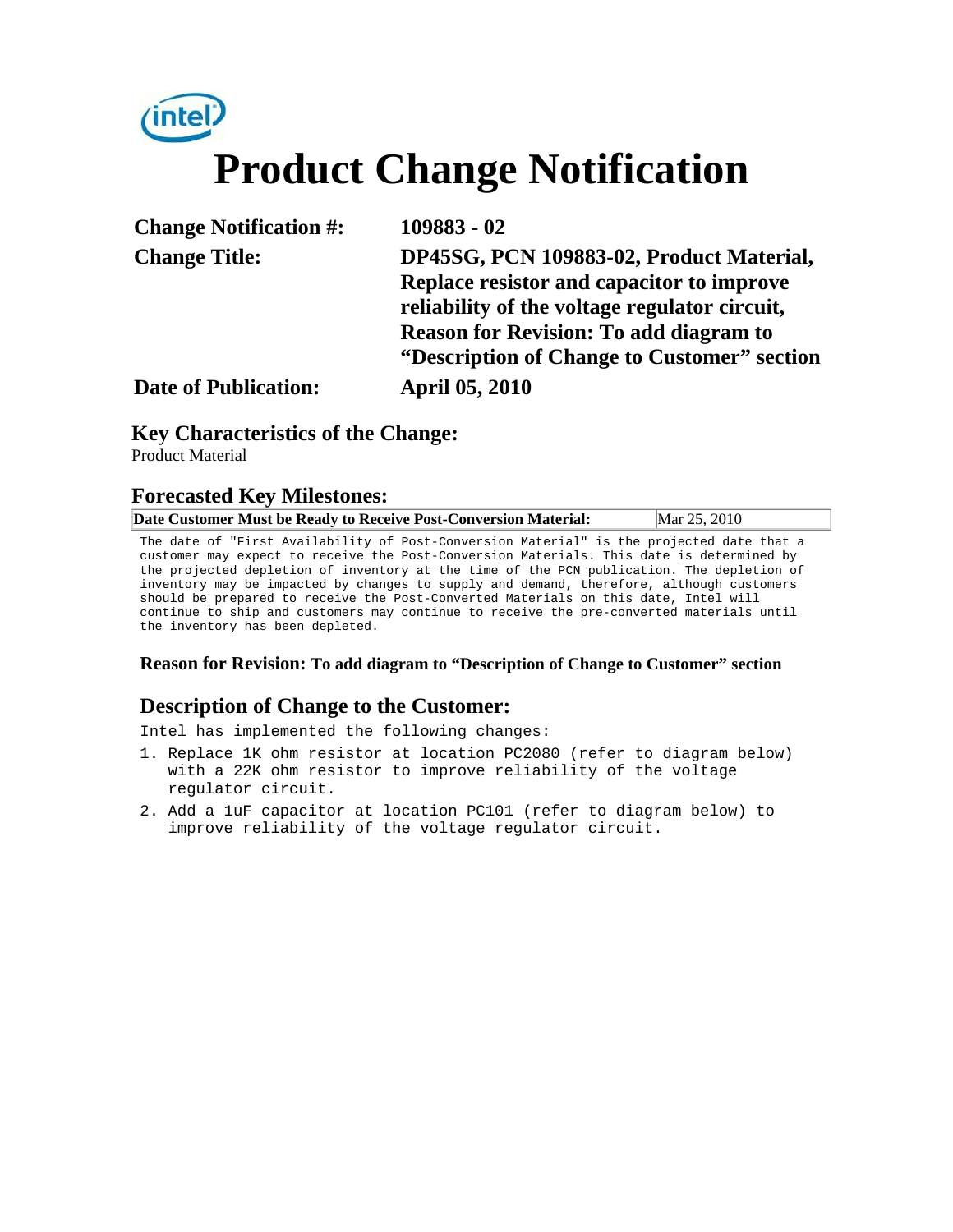# Product Change Notification

| | |
|---|---|
| **Change Notification #:** | **109883 - 02** |
| **Change Title:** | **DP45SG, PCN 109883-02, Product Material, Replace resistor and capacitor to improve reliability of the voltage regulator circuit, Reason for Revision: To add diagram to "Description of Change to Customer" section** |
| **Date of Publication:** | **April 05, 2010** |

## Key Characteristics of the Change:

Product Material

## Forecasted Key Milestones:

| **Date Customer Must be Ready to Receive Post-Conversion Material:** | Mar 25, 2010 |
|---|---|

The date of "First Availability of Post-Conversion Material" is the projected date that a customer may expect to receive the Post-Conversion Materials. This date is determined by the projected depletion of inventory at the time of the PCN publication. The depletion of inventory may be impacted by changes to supply and demand, therefore, although customers should be prepared to receive the Post-Converted Materials on this date, Intel will continue to ship and customers may continue to receive the pre-converted materials until the inventory has been depleted.

**Reason for Revision: To add diagram to "Description of Change to Customer" section**

## Description of Change to the Customer:

Intel has implemented the following changes:

1. Replace 1K ohm resistor at location PC2080 (refer to diagram below) with a 22K ohm resistor to improve reliability of the voltage regulator circuit.
2. Add a 1uF capacitor at location PC101 (refer to diagram below) to improve reliability of the voltage regulator circuit.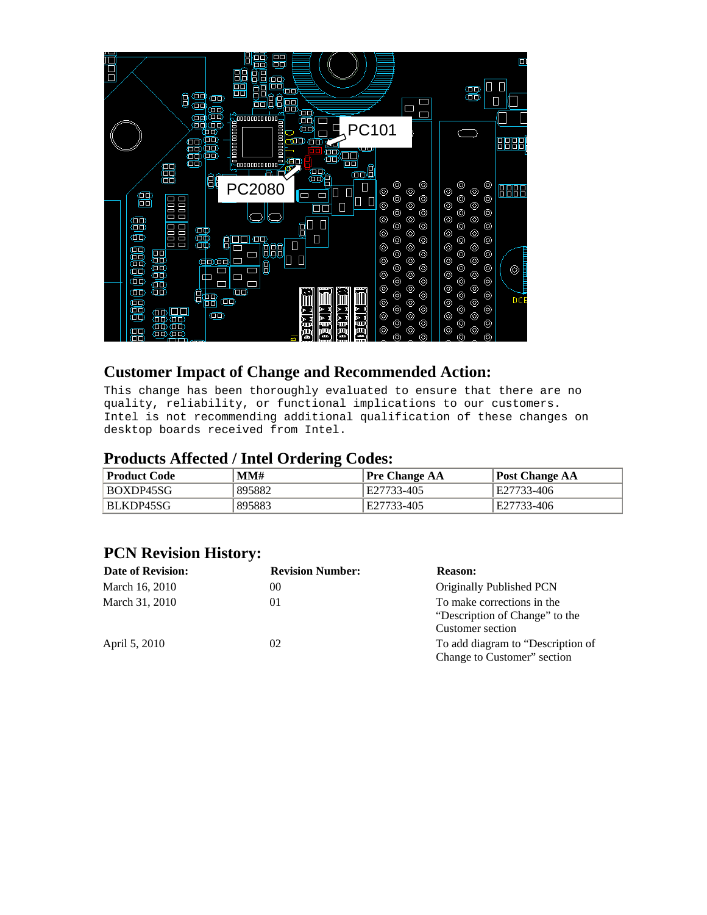PC101

PC2080

## Customer Impact of Change and Recommended Action:

This change has been thoroughly evaluated to ensure that there are no quality, reliability, or functional implications to our customers. Intel is not recommending additional qualification of these changes on desktop boards received from Intel.

## Products Affected / Intel Ordering Codes:

| Product Code | MM# | Pre Change AA | Post Change AA |
|---|---|---|---|
| BOXDP45SG | 895882 | E27733-405 | E27733-406 |
| BLKDP45SG | 895883 | E27733-405 | E27733-406 |

## PCN Revision History:

| Date of Revision: | Revision Number: | Reason: |
|---|---|---|
| March 16, 2010 | 00 | Originally Published PCN |
| March 31, 2010 | 01 | To make corrections in the "Description of Change" to the Customer section |
| April 5, 2010 | 02 | To add diagram to "Description of Change to Customer" section |